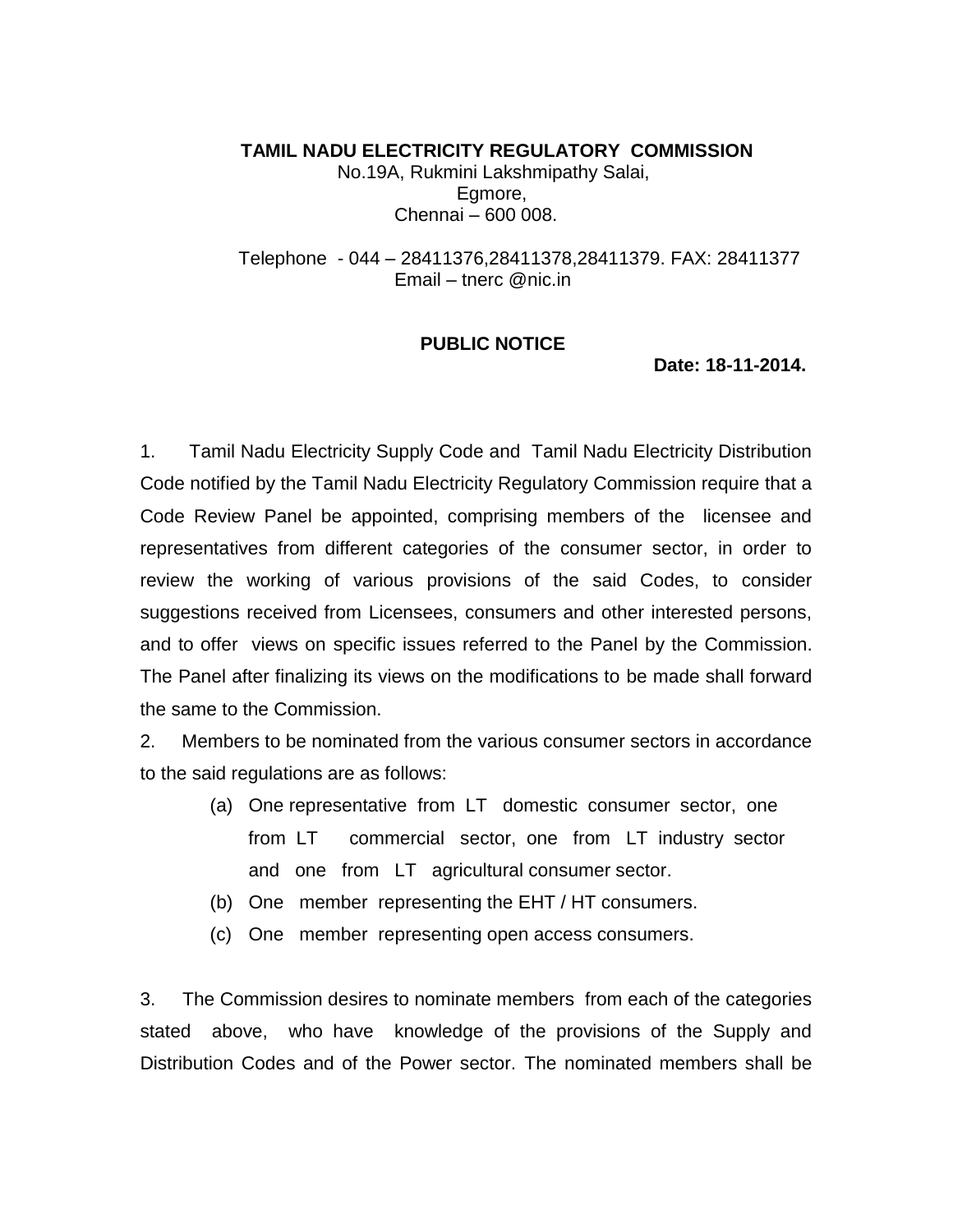**TAMIL NADU ELECTRICITY REGULATORY COMMISSION**
No.19A, Rukmini Lakshmipathy Salai,
Egmore,
Chennai – 600 008.

Telephone - 044 – 28411376,28411378,28411379. FAX: 28411377
Email – tnerc @nic.in

**PUBLIC NOTICE**

**Date: 18-11-2014.**

1. Tamil Nadu Electricity Supply Code and Tamil Nadu Electricity Distribution Code notified by the Tamil Nadu Electricity Regulatory Commission require that a Code Review Panel be appointed, comprising members of the licensee and representatives from different categories of the consumer sector, in order to review the working of various provisions of the said Codes, to consider suggestions received from Licensees, consumers and other interested persons, and to offer views on specific issues referred to the Panel by the Commission. The Panel after finalizing its views on the modifications to be made shall forward the same to the Commission.

2. Members to be nominated from the various consumer sectors in accordance to the said regulations are as follows:

   (a) One representative from LT domestic consumer sector, one from LT commercial sector, one from LT industry sector and one from LT agricultural consumer sector.
   (b) One member representing the EHT / HT consumers.
   (c) One member representing open access consumers.

3. The Commission desires to nominate members from each of the categories stated above, who have knowledge of the provisions of the Supply and Distribution Codes and of the Power sector. The nominated members shall be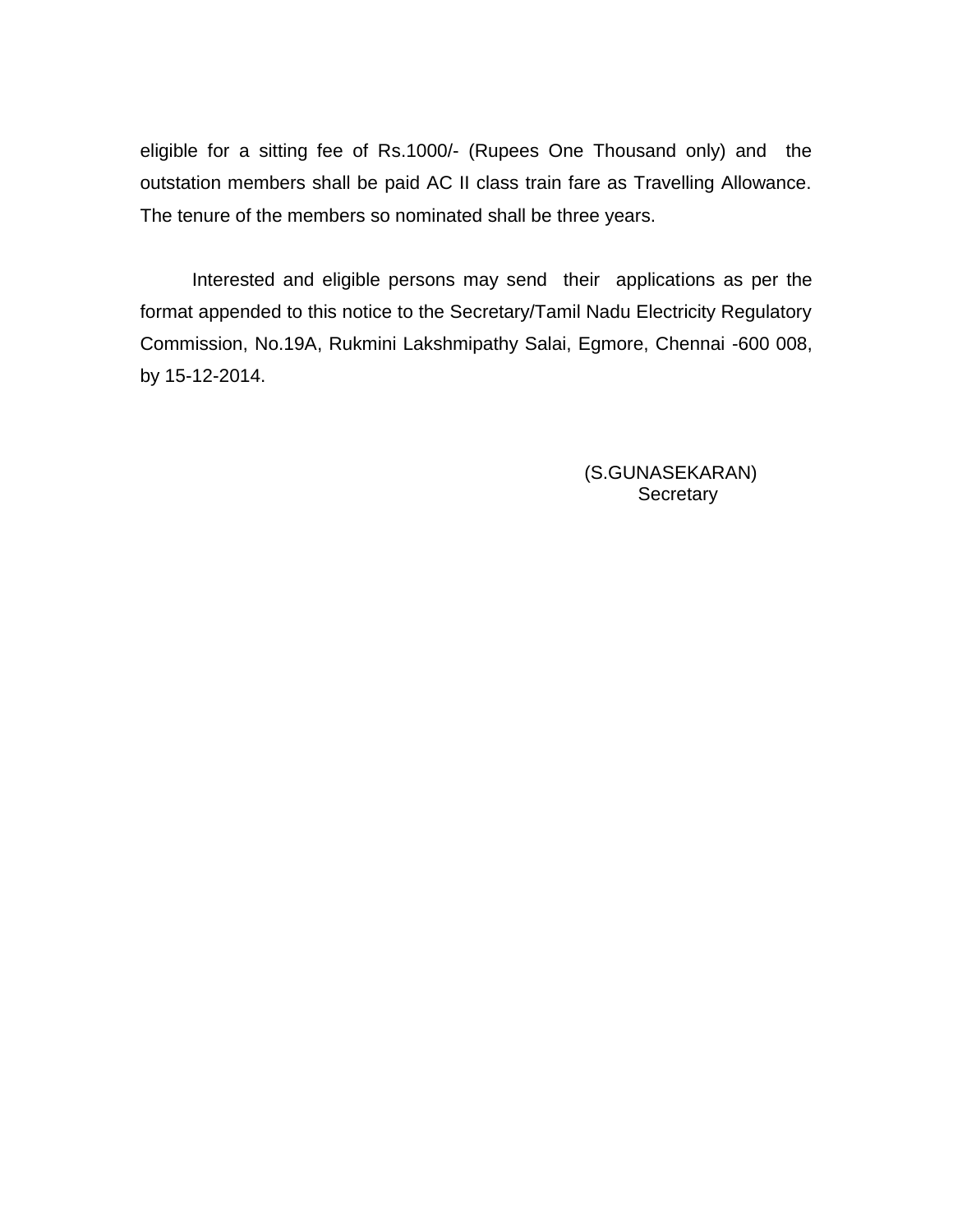eligible for a sitting fee of Rs.1000/- (Rupees One Thousand only) and the outstation members shall be paid AC II class train fare as Travelling Allowance. The tenure of the members so nominated shall be three years.

Interested and eligible persons may send their applications as per the format appended to this notice to the Secretary/Tamil Nadu Electricity Regulatory Commission, No.19A, Rukmini Lakshmipathy Salai, Egmore, Chennai -600 008, by 15-12-2014.

(S.GUNASEKARAN)
Secretary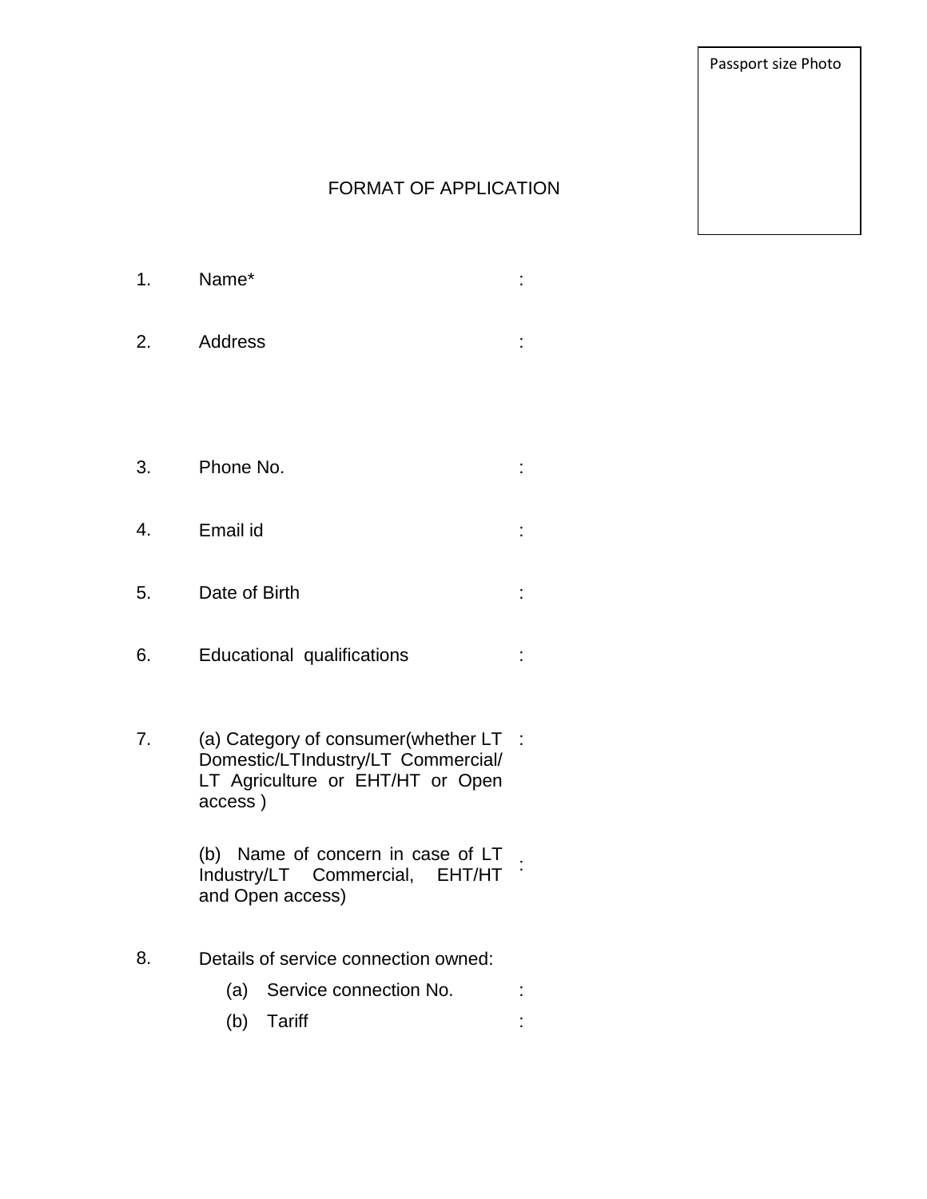Passport size Photo

# FORMAT OF APPLICATION

1. Name* :

2. Address :

3. Phone No. :

4. Email id :

5. Date of Birth :

6. Educational qualifications :

7. (a) Category of consumer(whether LT Domestic/LTIndustry/LT Commercial/ LT Agriculture or EHT/HT or Open access ) :

   (b) Name of concern in case of LT Industry/LT Commercial, EHT/HT and Open access) :

8. Details of service connection owned:
   (a) Service connection No. :
   (b) Tariff :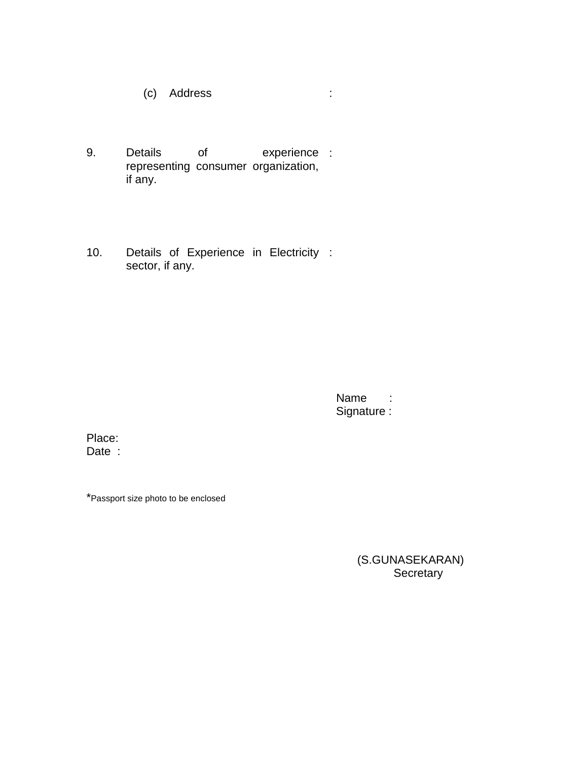(c) Address :

9. Details of experience representing consumer organization, if any. :

10. Details of Experience in Electricity sector, if any. :

Name :
Signature :

Place:
Date :

*Passport size photo to be enclosed

(S.GUNASEKARAN)
Secretary